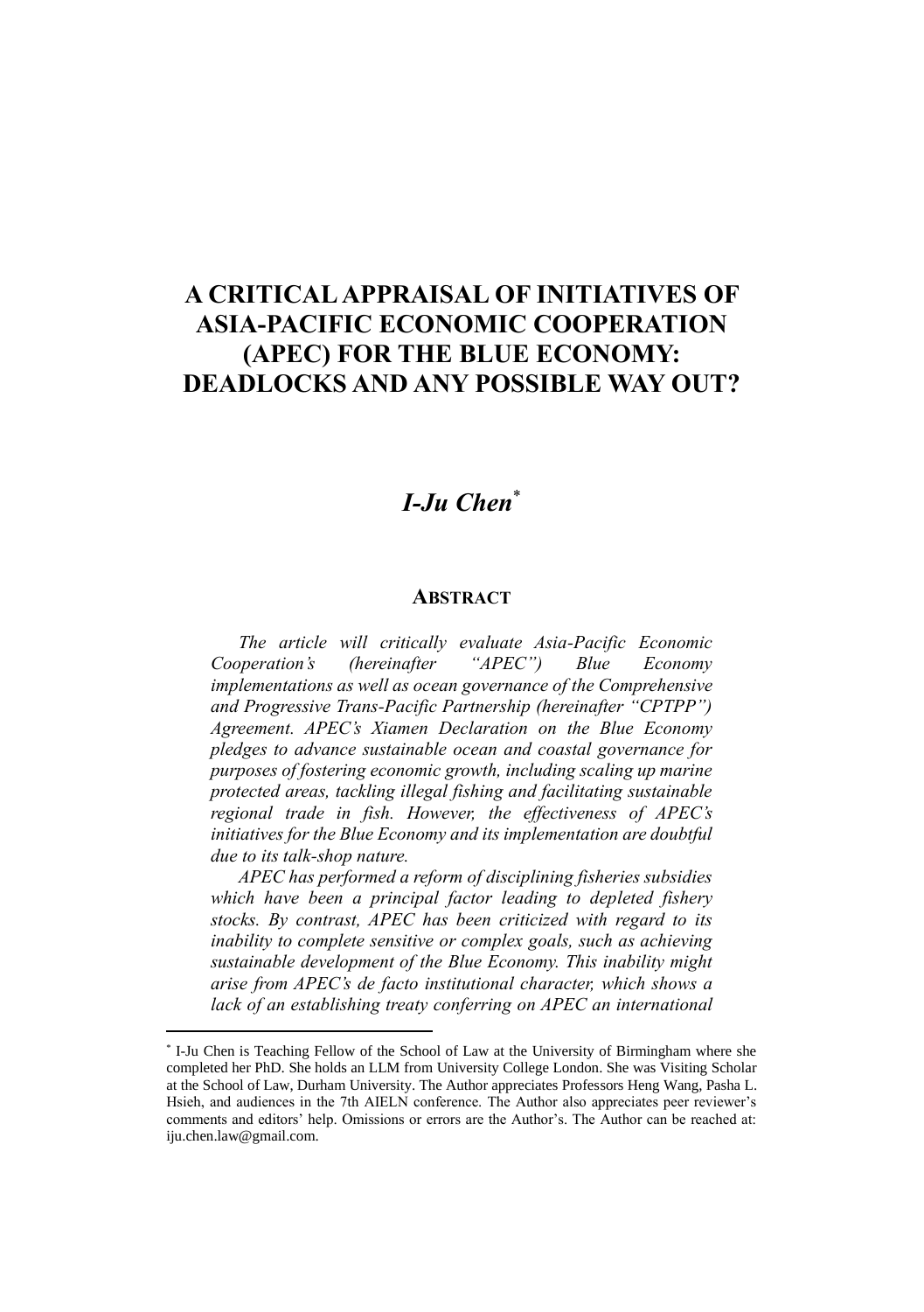# A CRITICAL APPRAISAL OF INITIATIVES OF ASIA-PACIFIC ECONOMIC COOPERATION (APEC) FOR THE BLUE ECONOMY: DEADLOCKS AND ANY POSSIBLE WAY OUT?

## *I-Ju Chen*[*]

### ABSTRACT

*The article will critically evaluate Asia-Pacific Economic Cooperation's (hereinafter "APEC") Blue Economy implementations as well as ocean governance of the Comprehensive and Progressive Trans-Pacific Partnership (hereinafter "CPTPP") Agreement. APEC's Xiamen Declaration on the Blue Economy pledges to advance sustainable ocean and coastal governance for purposes of fostering economic growth, including scaling up marine protected areas, tackling illegal fishing and facilitating sustainable regional trade in fish. However, the effectiveness of APEC's initiatives for the Blue Economy and its implementation are doubtful due to its talk-shop nature.*

*APEC has performed a reform of disciplining fisheries subsidies which have been a principal factor leading to depleted fishery stocks. By contrast, APEC has been criticized with regard to its inability to complete sensitive or complex goals, such as achieving sustainable development of the Blue Economy. This inability might arise from APEC's de facto institutional character, which shows a lack of an establishing treaty conferring on APEC an international*

---

[*] I-Ju Chen is Teaching Fellow of the School of Law at the University of Birmingham where she completed her PhD. She holds an LLM from University College London. She was Visiting Scholar at the School of Law, Durham University. The Author appreciates Professors Heng Wang, Pasha L. Hsieh, and audiences in the 7th AIELN conference. The Author also appreciates peer reviewer's comments and editors' help. Omissions or errors are the Author's. The Author can be reached at: iju.chen.law@gmail.com.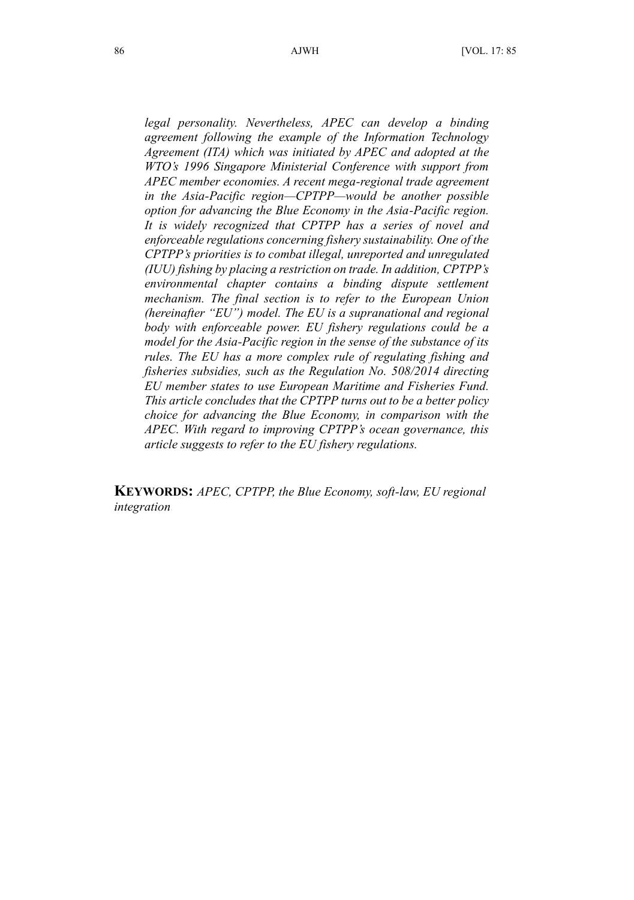*legal personality. Nevertheless, APEC can develop a binding agreement following the example of the Information Technology Agreement (ITA) which was initiated by APEC and adopted at the WTO's 1996 Singapore Ministerial Conference with support from APEC member economies. A recent mega-regional trade agreement in the Asia-Pacific region—CPTPP—would be another possible option for advancing the Blue Economy in the Asia-Pacific region. It is widely recognized that CPTPP has a series of novel and enforceable regulations concerning fishery sustainability. One of the CPTPP's priorities is to combat illegal, unreported and unregulated (IUU) fishing by placing a restriction on trade. In addition, CPTPP's environmental chapter contains a binding dispute settlement mechanism. The final section is to refer to the European Union (hereinafter "EU") model. The EU is a supranational and regional body with enforceable power. EU fishery regulations could be a model for the Asia-Pacific region in the sense of the substance of its rules. The EU has a more complex rule of regulating fishing and fisheries subsidies, such as the Regulation No. 508/2014 directing EU member states to use European Maritime and Fisheries Fund. This article concludes that the CPTPP turns out to be a better policy choice for advancing the Blue Economy, in comparison with the APEC. With regard to improving CPTPP's ocean governance, this article suggests to refer to the EU fishery regulations.*

**KEYWORDS:** *APEC, CPTPP, the Blue Economy, soft-law, EU regional integration*